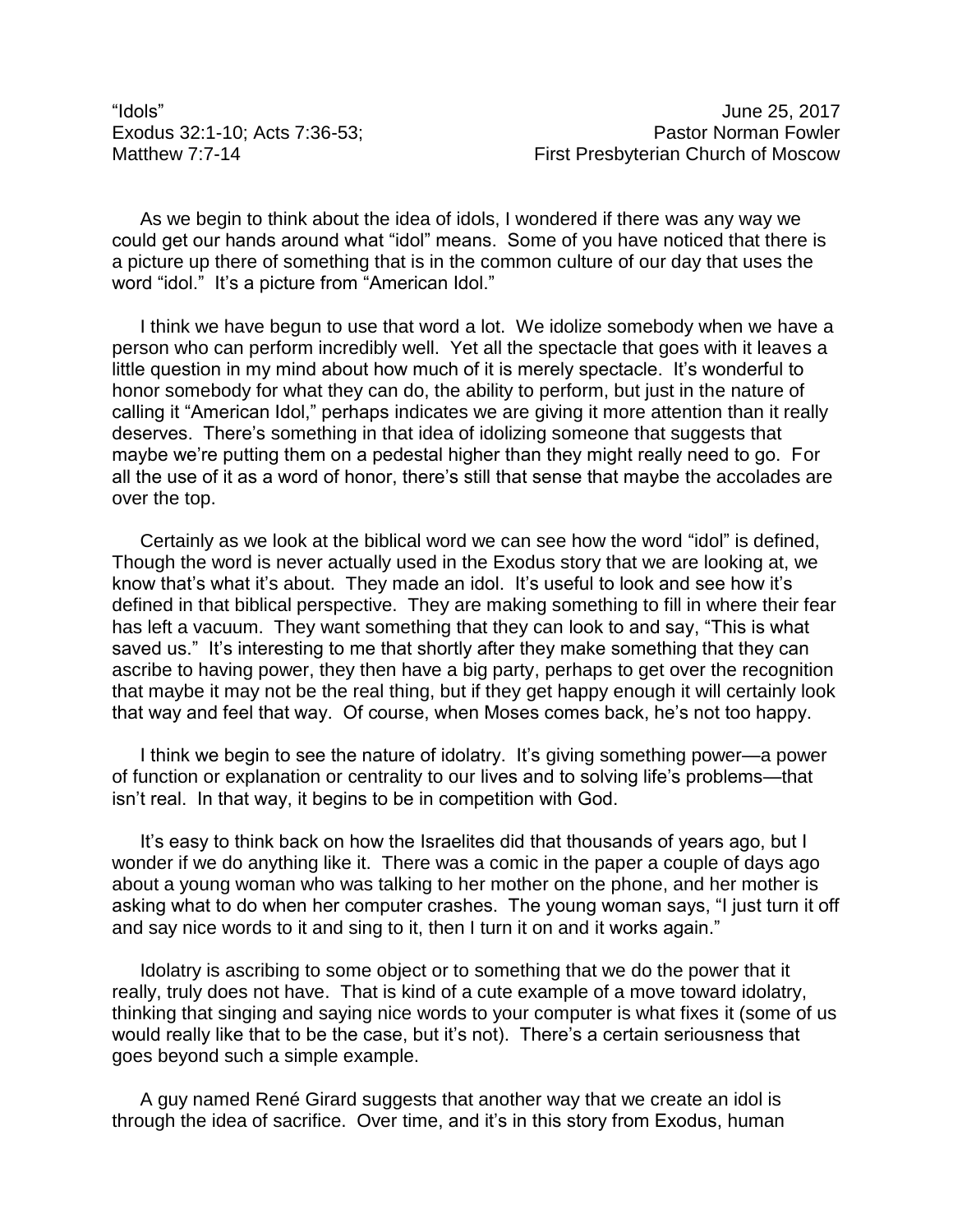"Idols" June 25, 2017
Exodus 32:1-10; Acts 7:36-53; Matthew 7:7-14
Pastor Norman Fowler
First Presbyterian Church of Moscow

As we begin to think about the idea of idols, I wondered if there was any way we could get our hands around what "idol" means. Some of you have noticed that there is a picture up there of something that is in the common culture of our day that uses the word "idol." It's a picture from "American Idol."

I think we have begun to use that word a lot. We idolize somebody when we have a person who can perform incredibly well. Yet all the spectacle that goes with it leaves a little question in my mind about how much of it is merely spectacle. It's wonderful to honor somebody for what they can do, the ability to perform, but just in the nature of calling it "American Idol," perhaps indicates we are giving it more attention than it really deserves. There's something in that idea of idolizing someone that suggests that maybe we're putting them on a pedestal higher than they might really need to go. For all the use of it as a word of honor, there's still that sense that maybe the accolades are over the top.

Certainly as we look at the biblical word we can see how the word "idol" is defined, Though the word is never actually used in the Exodus story that we are looking at, we know that's what it's about. They made an idol. It's useful to look and see how it's defined in that biblical perspective. They are making something to fill in where their fear has left a vacuum. They want something that they can look to and say, "This is what saved us." It's interesting to me that shortly after they make something that they can ascribe to having power, they then have a big party, perhaps to get over the recognition that maybe it may not be the real thing, but if they get happy enough it will certainly look that way and feel that way. Of course, when Moses comes back, he's not too happy.

I think we begin to see the nature of idolatry. It's giving something power—a power of function or explanation or centrality to our lives and to solving life's problems—that isn't real. In that way, it begins to be in competition with God.

It's easy to think back on how the Israelites did that thousands of years ago, but I wonder if we do anything like it. There was a comic in the paper a couple of days ago about a young woman who was talking to her mother on the phone, and her mother is asking what to do when her computer crashes. The young woman says, "I just turn it off and say nice words to it and sing to it, then I turn it on and it works again."

Idolatry is ascribing to some object or to something that we do the power that it really, truly does not have. That is kind of a cute example of a move toward idolatry, thinking that singing and saying nice words to your computer is what fixes it (some of us would really like that to be the case, but it's not). There's a certain seriousness that goes beyond such a simple example.

A guy named René Girard suggests that another way that we create an idol is through the idea of sacrifice. Over time, and it's in this story from Exodus, human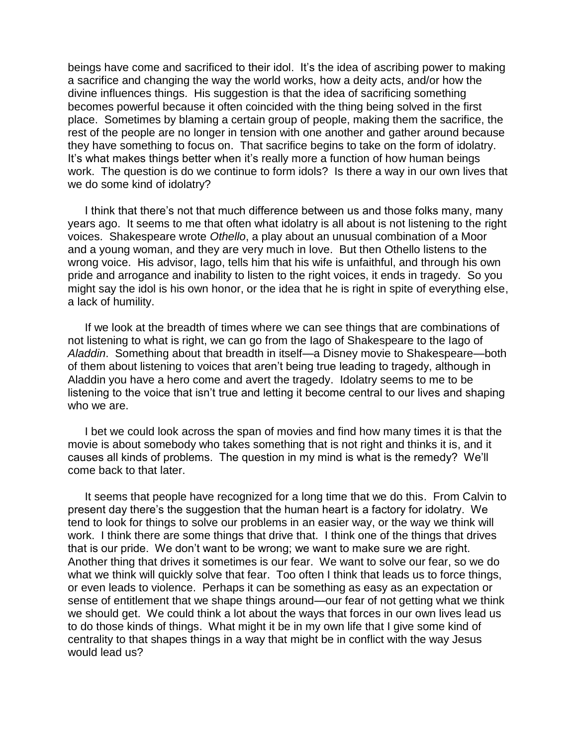beings have come and sacrificed to their idol. It's the idea of ascribing power to making a sacrifice and changing the way the world works, how a deity acts, and/or how the divine influences things. His suggestion is that the idea of sacrificing something becomes powerful because it often coincided with the thing being solved in the first place. Sometimes by blaming a certain group of people, making them the sacrifice, the rest of the people are no longer in tension with one another and gather around because they have something to focus on. That sacrifice begins to take on the form of idolatry. It's what makes things better when it's really more a function of how human beings work. The question is do we continue to form idols? Is there a way in our own lives that we do some kind of idolatry?

I think that there's not that much difference between us and those folks many, many years ago. It seems to me that often what idolatry is all about is not listening to the right voices. Shakespeare wrote *Othello*, a play about an unusual combination of a Moor and a young woman, and they are very much in love. But then Othello listens to the wrong voice. His advisor, Iago, tells him that his wife is unfaithful, and through his own pride and arrogance and inability to listen to the right voices, it ends in tragedy. So you might say the idol is his own honor, or the idea that he is right in spite of everything else, a lack of humility.

If we look at the breadth of times where we can see things that are combinations of not listening to what is right, we can go from the Iago of Shakespeare to the Iago of *Aladdin*. Something about that breadth in itself—a Disney movie to Shakespeare—both of them about listening to voices that aren't being true leading to tragedy, although in Aladdin you have a hero come and avert the tragedy. Idolatry seems to me to be listening to the voice that isn't true and letting it become central to our lives and shaping who we are.

I bet we could look across the span of movies and find how many times it is that the movie is about somebody who takes something that is not right and thinks it is, and it causes all kinds of problems. The question in my mind is what is the remedy? We'll come back to that later.

It seems that people have recognized for a long time that we do this. From Calvin to present day there's the suggestion that the human heart is a factory for idolatry. We tend to look for things to solve our problems in an easier way, or the way we think will work. I think there are some things that drive that. I think one of the things that drives that is our pride. We don't want to be wrong; we want to make sure we are right. Another thing that drives it sometimes is our fear. We want to solve our fear, so we do what we think will quickly solve that fear. Too often I think that leads us to force things, or even leads to violence. Perhaps it can be something as easy as an expectation or sense of entitlement that we shape things around—our fear of not getting what we think we should get. We could think a lot about the ways that forces in our own lives lead us to do those kinds of things. What might it be in my own life that I give some kind of centrality to that shapes things in a way that might be in conflict with the way Jesus would lead us?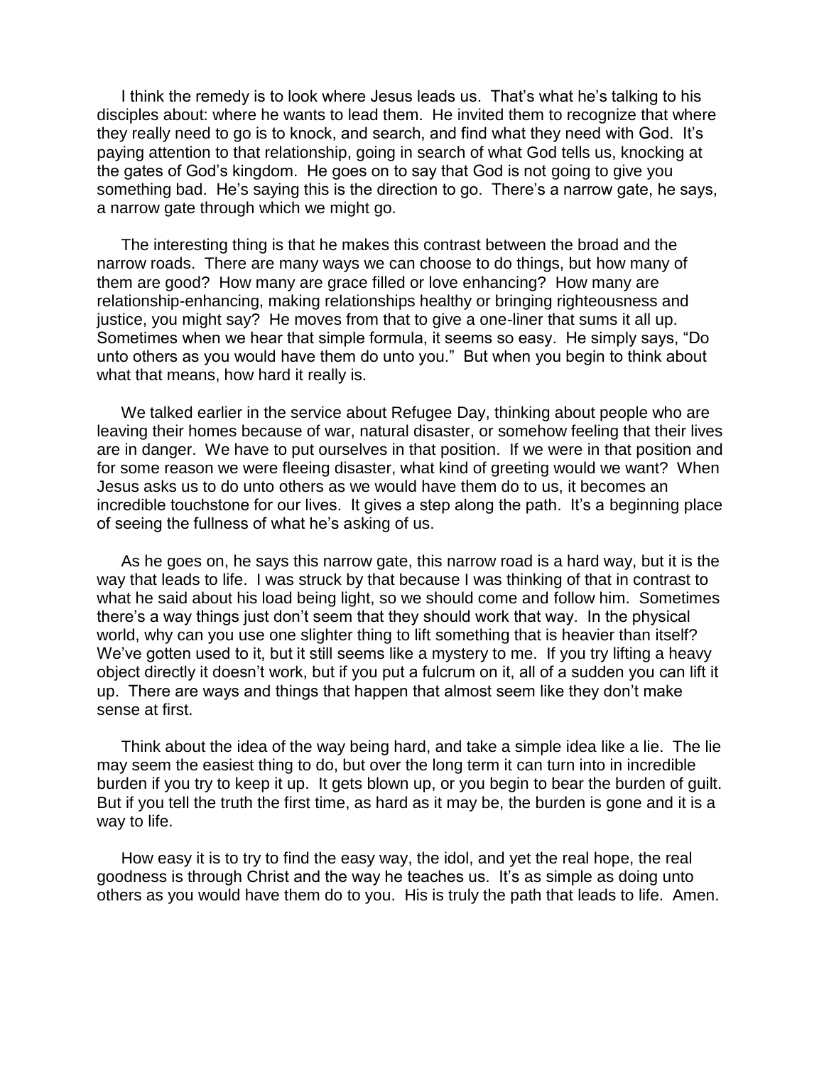I think the remedy is to look where Jesus leads us. That's what he's talking to his disciples about: where he wants to lead them. He invited them to recognize that where they really need to go is to knock, and search, and find what they need with God. It's paying attention to that relationship, going in search of what God tells us, knocking at the gates of God's kingdom. He goes on to say that God is not going to give you something bad. He's saying this is the direction to go. There's a narrow gate, he says, a narrow gate through which we might go.

The interesting thing is that he makes this contrast between the broad and the narrow roads. There are many ways we can choose to do things, but how many of them are good? How many are grace filled or love enhancing? How many are relationship-enhancing, making relationships healthy or bringing righteousness and justice, you might say? He moves from that to give a one-liner that sums it all up. Sometimes when we hear that simple formula, it seems so easy. He simply says, "Do unto others as you would have them do unto you." But when you begin to think about what that means, how hard it really is.

We talked earlier in the service about Refugee Day, thinking about people who are leaving their homes because of war, natural disaster, or somehow feeling that their lives are in danger. We have to put ourselves in that position. If we were in that position and for some reason we were fleeing disaster, what kind of greeting would we want? When Jesus asks us to do unto others as we would have them do to us, it becomes an incredible touchstone for our lives. It gives a step along the path. It's a beginning place of seeing the fullness of what he's asking of us.

As he goes on, he says this narrow gate, this narrow road is a hard way, but it is the way that leads to life. I was struck by that because I was thinking of that in contrast to what he said about his load being light, so we should come and follow him. Sometimes there's a way things just don't seem that they should work that way. In the physical world, why can you use one slighter thing to lift something that is heavier than itself? We've gotten used to it, but it still seems like a mystery to me. If you try lifting a heavy object directly it doesn't work, but if you put a fulcrum on it, all of a sudden you can lift it up. There are ways and things that happen that almost seem like they don't make sense at first.

Think about the idea of the way being hard, and take a simple idea like a lie. The lie may seem the easiest thing to do, but over the long term it can turn into in incredible burden if you try to keep it up. It gets blown up, or you begin to bear the burden of guilt. But if you tell the truth the first time, as hard as it may be, the burden is gone and it is a way to life.

How easy it is to try to find the easy way, the idol, and yet the real hope, the real goodness is through Christ and the way he teaches us. It's as simple as doing unto others as you would have them do to you. His is truly the path that leads to life. Amen.